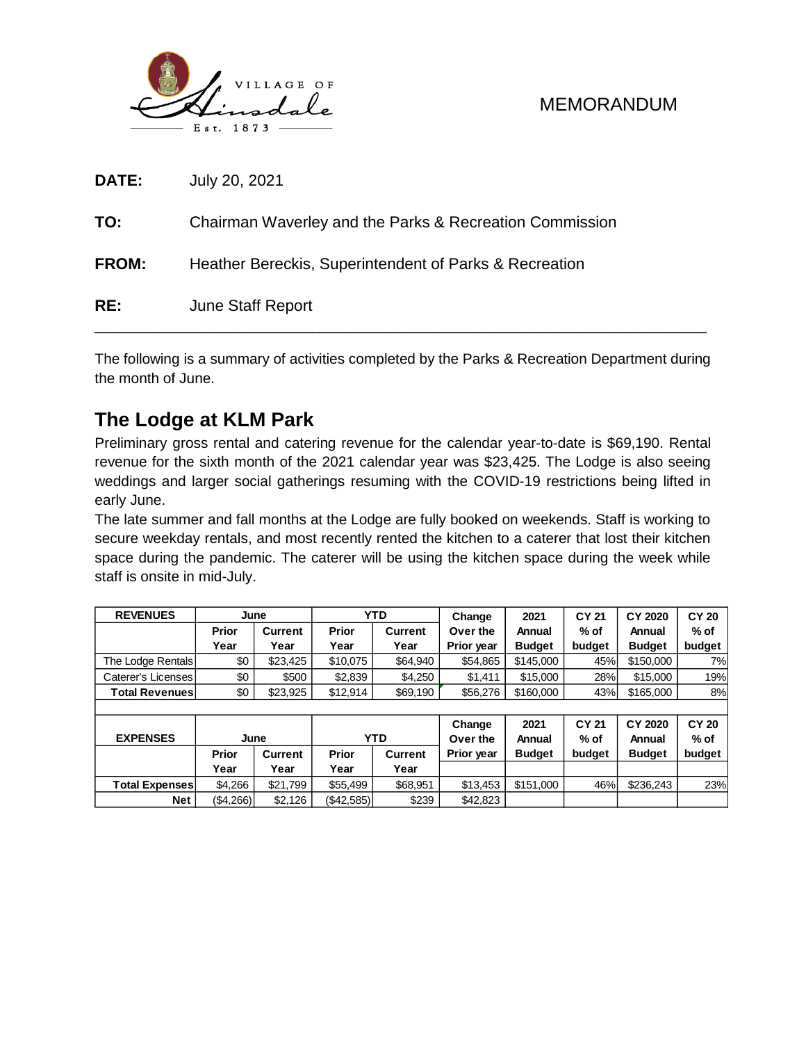VILLAGE OF Hinsdale Est. 1873

MEMORANDUM

**DATE:** July 20, 2021

**TO:** Chairman Waverley and the Parks & Recreation Commission

**FROM:** Heather Bereckis, Superintendent of Parks & Recreation

**RE:** June Staff Report

---

The following is a summary of activities completed by the Parks & Recreation Department during the month of June.

## The Lodge at KLM Park

Preliminary gross rental and catering revenue for the calendar year-to-date is $69,190. Rental revenue for the sixth month of the 2021 calendar year was $23,425. The Lodge is also seeing weddings and larger social gatherings resuming with the COVID-19 restrictions being lifted in early June.

The late summer and fall months at the Lodge are fully booked on weekends. Staff is working to secure weekday rentals, and most recently rented the kitchen to a caterer that lost their kitchen space during the pandemic. The caterer will be using the kitchen space during the week while staff is onsite in mid-July.

| REVENUES | June | | YTD | | Change Over the Prior year | 2021 Annual Budget | CY 21 % of budget | CY 2020 Annual Budget | CY 20 % of budget |
|---|---|---|---|---|---|---|---|---|---|
| | Prior Year | Current Year | Prior Year | Current Year | | | | | |
| The Lodge Rentals | $0 | $23,425 | $10,075 | $64,940 | $54,865 | $145,000 | 45% | $150,000 | 7% |
| Caterer's Licenses | $0 | $500 | $2,839 | $4,250 | $1,411 | $15,000 | 28% | $15,000 | 19% |
| **Total Revenues** | $0 | $23,925 | $12,914 | $69,190 | $56,276 | $160,000 | 43% | $165,000 | 8% |
| | | | | | | | | | |
| **EXPENSES** | **June** | | **YTD** | | **Change Over the Prior year** | **2021 Annual Budget** | **CY 21 % of budget** | **CY 2020 Annual Budget** | **CY 20 % of budget** |
| | Prior Year | Current Year | Prior Year | Current Year | | | | | |
| **Total Expenses** | $4,266 | $21,799 | $55,499 | $68,951 | $13,453 | $151,000 | 46% | $236,243 | 23% |
| **Net** | ($4,266) | $2,126 | ($42,585) | $239 | $42,823 | | | | |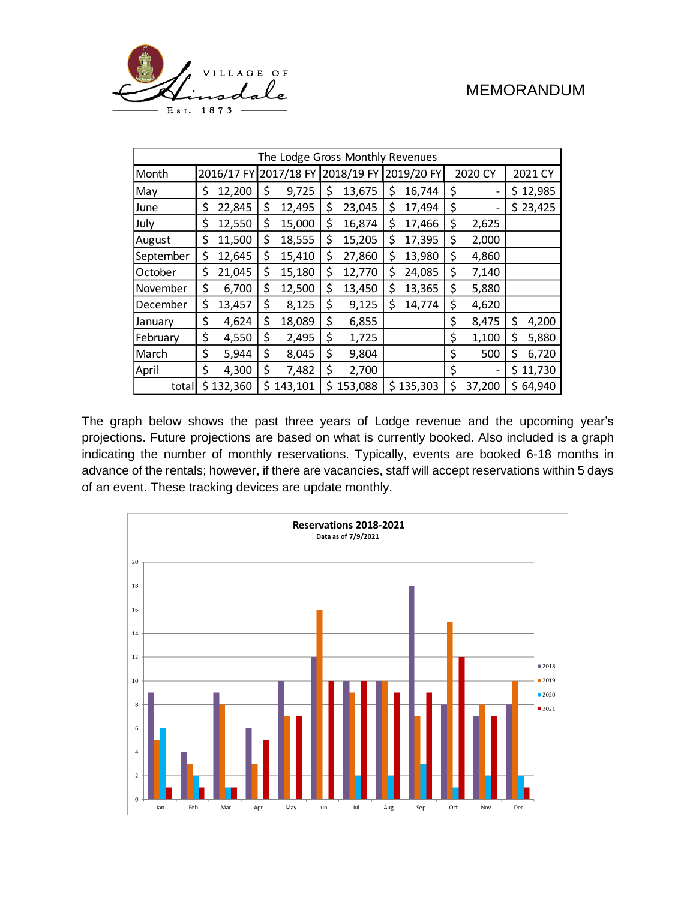Village of Hinsdale
Est. 1873

MEMORANDUM

| The Lodge Gross Monthly Revenues | | | | | | |
|---|---|---|---|---|---|---|
| Month | 2016/17 FY | 2017/18 FY | 2018/19 FY | 2019/20 FY | 2020 CY | 2021 CY |
| May | $ 12,200 | $ 9,725 | $ 13,675 | $ 16,744 | $ - | $ 12,985 |
| June | $ 22,845 | $ 12,495 | $ 23,045 | $ 17,494 | $ - | $ 23,425 |
| July | $ 12,550 | $ 15,000 | $ 16,874 | $ 17,466 | $ 2,625 | |
| August | $ 11,500 | $ 18,555 | $ 15,205 | $ 17,395 | $ 2,000 | |
| September | $ 12,645 | $ 15,410 | $ 27,860 | $ 13,980 | $ 4,860 | |
| October | $ 21,045 | $ 15,180 | $ 12,770 | $ 24,085 | $ 7,140 | |
| November | $ 6,700 | $ 12,500 | $ 13,450 | $ 13,365 | $ 5,880 | |
| December | $ 13,457 | $ 8,125 | $ 9,125 | $ 14,774 | $ 4,620 | |
| January | $ 4,624 | $ 18,089 | $ 6,855 | | $ 8,475 | $ 4,200 |
| February | $ 4,550 | $ 2,495 | $ 1,725 | | $ 1,100 | $ 5,880 |
| March | $ 5,944 | $ 8,045 | $ 9,804 | | $ 500 | $ 6,720 |
| April | $ 4,300 | $ 7,482 | $ 2,700 | | $ - | $ 11,730 |
| total | $ 132,360 | $ 143,101 | $ 153,088 | $ 135,303 | $ 37,200 | $ 64,940 |

The graph below shows the past three years of Lodge revenue and the upcoming year's projections. Future projections are based on what is currently booked. Also included is a graph indicating the number of monthly reservations. Typically, events are booked 6-18 months in advance of the rentals; however, if there are vacancies, staff will accept reservations within 5 days of an event. These tracking devices are update monthly.

**Reservations 2018-2021**
Data as of 7/9/2021

| Month | 2018 | 2019 | 2020 | 2021 |
|---|---|---|---|---|
| Jan | 9 | 5 | 6 | 1 |
| Feb | 4 | 3 | 2 | 1 |
| Mar | 9 | 8 | 1 | 1 |
| Apr | 6 | 3 | | 5 |
| May | 10 | 7 | | 7 |
| Jun | 12 | 16 | | 10 |
| Jul | 10 | 9 | 2 | 10 |
| Aug | 10 | 10 | 2 | 9 |
| Sep | 18 | 7 | 3 | 9 |
| Oct | 8 | 15 | 1 | 12 |
| Nov | 7 | 8 | 2 | 7 |
| Dec | 8 | 10 | 2 | 1 |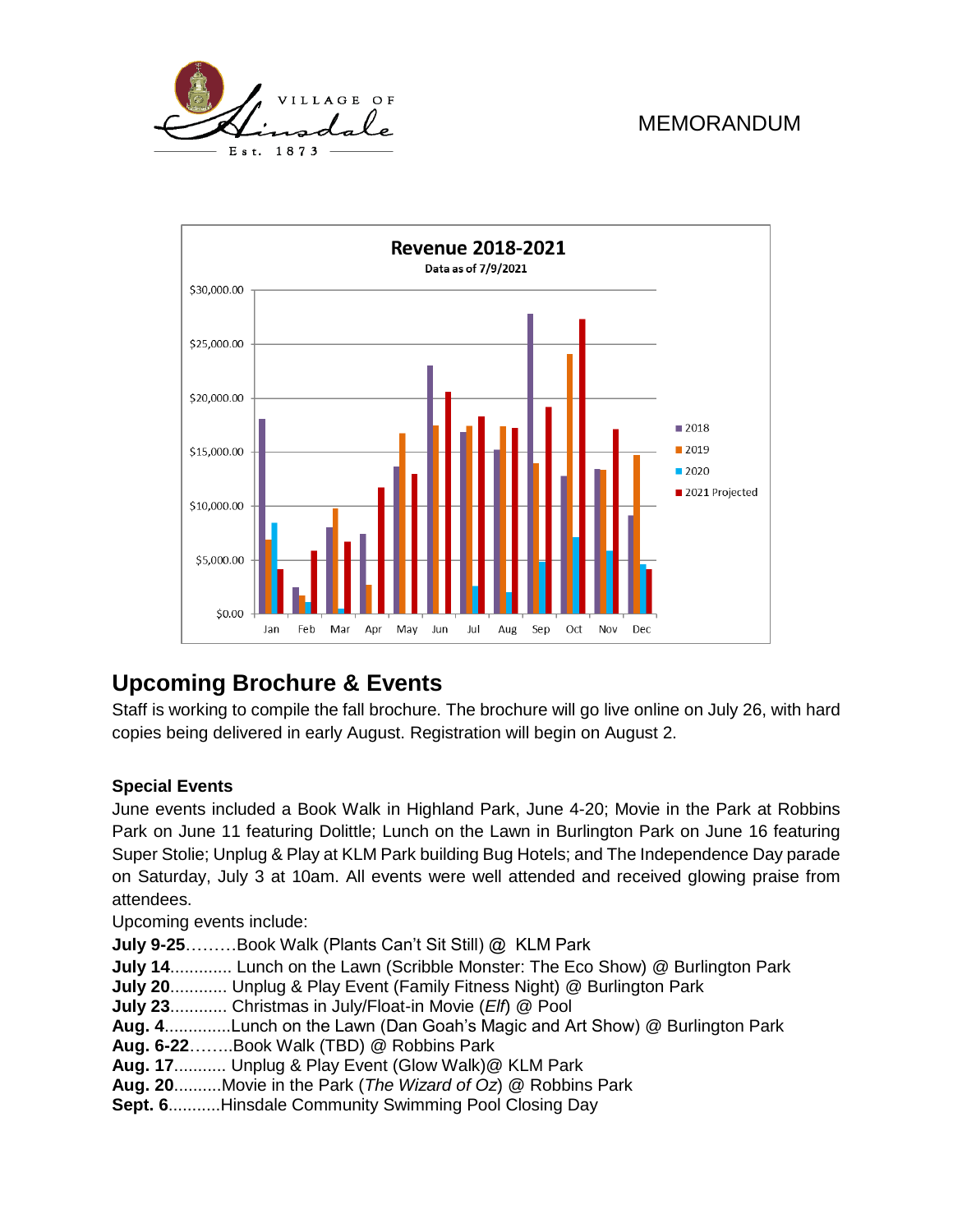MEMORANDUM

**Revenue 2018-2021**
Data as of 7/9/2021

## Upcoming Brochure & Events

Staff is working to compile the fall brochure. The brochure will go live online on July 26, with hard copies being delivered in early August. Registration will begin on August 2.

### Special Events

June events included a Book Walk in Highland Park, June 4-20; Movie in the Park at Robbins Park on June 11 featuring Dolittle; Lunch on the Lawn in Burlington Park on June 16 featuring Super Stolie; Unplug & Play at KLM Park building Bug Hotels; and The Independence Day parade on Saturday, July 3 at 10am. All events were well attended and received glowing praise from attendees.

Upcoming events include:

**July 9-25**………Book Walk (Plants Can't Sit Still) @ KLM Park
**July 14**............. Lunch on the Lawn (Scribble Monster: The Eco Show) @ Burlington Park
**July 20**............ Unplug & Play Event (Family Fitness Night) @ Burlington Park
**July 23**............ Christmas in July/Float-in Movie (*Elf*) @ Pool
**Aug. 4**..............Lunch on the Lawn (Dan Goah's Magic and Art Show) @ Burlington Park
**Aug. 6-22**……..Book Walk (TBD) @ Robbins Park
**Aug. 17**........... Unplug & Play Event (Glow Walk)@ KLM Park
**Aug. 20**..........Movie in the Park (*The Wizard of Oz*) @ Robbins Park
**Sept. 6**...........Hinsdale Community Swimming Pool Closing Day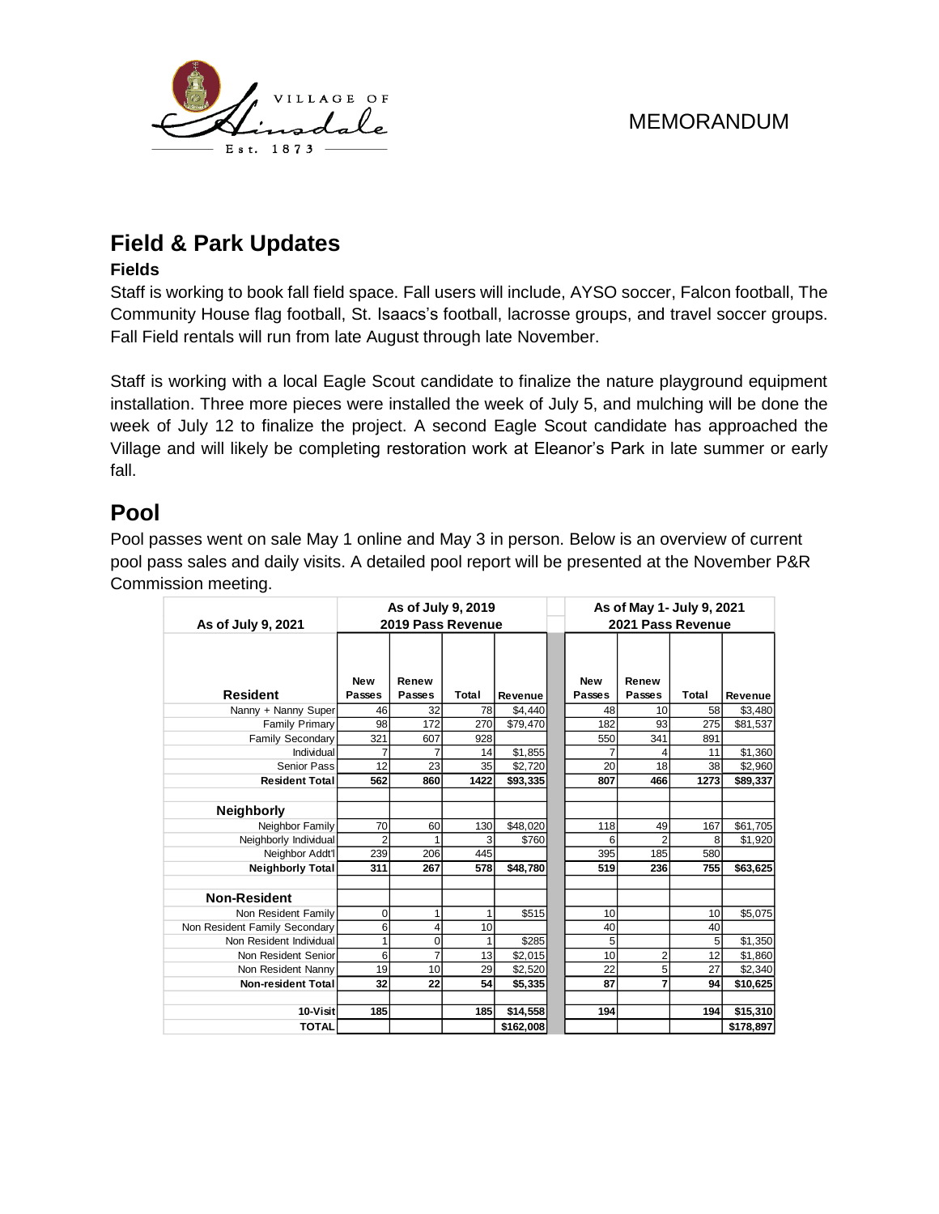MEMORANDUM

## Field & Park Updates

### Fields

Staff is working to book fall field space. Fall users will include, AYSO soccer, Falcon football, The Community House flag football, St. Isaacs's football, lacrosse groups, and travel soccer groups. Fall Field rentals will run from late August through late November.

Staff is working with a local Eagle Scout candidate to finalize the nature playground equipment installation. Three more pieces were installed the week of July 5, and mulching will be done the week of July 12 to finalize the project. A second Eagle Scout candidate has approached the Village and will likely be completing restoration work at Eleanor's Park in late summer or early fall.

## Pool

Pool passes went on sale May 1 online and May 3 in person. Below is an overview of current pool pass sales and daily visits. A detailed pool report will be presented at the November P&R Commission meeting.

| As of July 9, 2021 | As of July 9, 2019 2019 Pass Revenue | | | | As of May 1- July 9, 2021 2021 Pass Revenue | | | |
|---|---|---|---|---|---|---|---|---|
| **Resident** | **New Passes** | **Renew Passes** | **Total** | **Revenue** | **New Passes** | **Renew Passes** | **Total** | **Revenue** |
| Nanny + Nanny Super | 46 | 32 | 78 | $4,440 | 48 | 10 | 58 | $3,480 |
| Family Primary | 98 | 172 | 270 | $79,470 | 182 | 93 | 275 | $81,537 |
| Family Secondary | 321 | 607 | 928 | | 550 | 341 | 891 | |
| Individual | 7 | 7 | 14 | $1,855 | 7 | 4 | 11 | $1,360 |
| Senior Pass | 12 | 23 | 35 | $2,720 | 20 | 18 | 38 | $2,960 |
| **Resident Total** | **562** | **860** | **1422** | **$93,335** | **807** | **466** | **1273** | **$89,337** |
| **Neighborly** | | | | | | | | |
| Neighbor Family | 70 | 60 | 130 | $48,020 | 118 | 49 | 167 | $61,705 |
| Neighborly Individual | 2 | 1 | 3 | $760 | 6 | 2 | 8 | $1,920 |
| Neighbor Addt'l | 239 | 206 | 445 | | 395 | 185 | 580 | |
| **Neighborly Total** | **311** | **267** | **578** | **$48,780** | **519** | **236** | **755** | **$63,625** |
| **Non-Resident** | | | | | | | | |
| Non Resident Family | 0 | 1 | 1 | $515 | 10 | | 10 | $5,075 |
| Non Resident Family Secondary | 6 | 4 | 10 | | 40 | | 40 | |
| Non Resident Individual | 1 | 0 | 1 | $285 | 5 | | 5 | $1,350 |
| Non Resident Senior | 6 | 7 | 13 | $2,015 | 10 | 2 | 12 | $1,860 |
| Non Resident Nanny | 19 | 10 | 29 | $2,520 | 22 | 5 | 27 | $2,340 |
| **Non-resident Total** | **32** | **22** | **54** | **$5,335** | **87** | **7** | **94** | **$10,625** |
| **10-Visit** | **185** | | **185** | **$14,558** | **194** | | **194** | **$15,310** |
| **TOTAL** | | | | **$162,008** | | | | **$178,897** |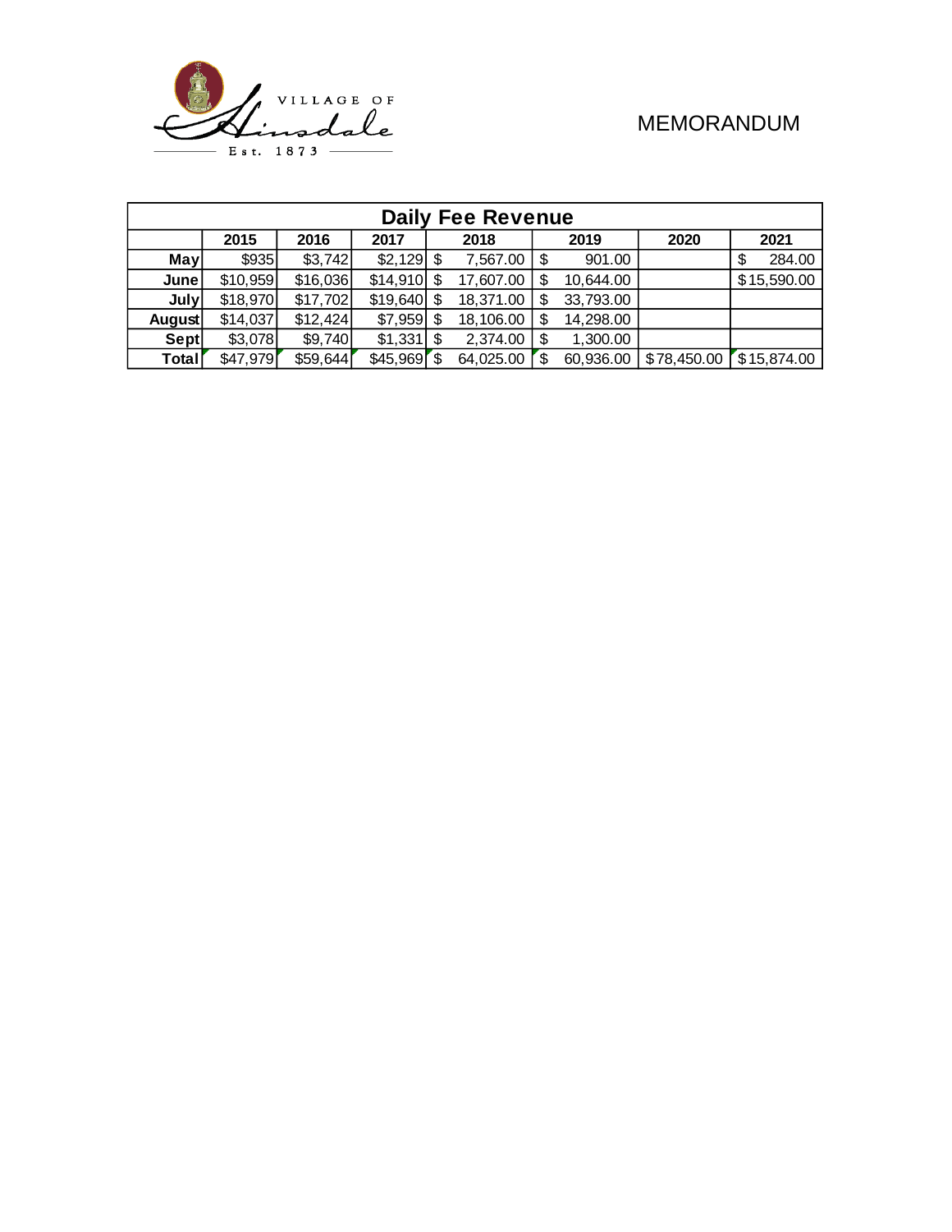VILLAGE OF Hinsdale Est. 1873

MEMORANDUM

| Daily Fee Revenue | | | | | | | |
|---|---|---|---|---|---|---|---|
| | 2015 | 2016 | 2017 | 2018 | 2019 | 2020 | 2021 |
| May | $935 | $3,742 | $2,129 | $ 7,567.00 | $ 901.00 | | $ 284.00 |
| June | $10,959 | $16,036 | $14,910 | $ 17,607.00 | $ 10,644.00 | | $15,590.00 |
| July | $18,970 | $17,702 | $19,640 | $ 18,371.00 | $ 33,793.00 | | |
| August | $14,037 | $12,424 | $7,959 | $ 18,106.00 | $ 14,298.00 | | |
| Sept | $3,078 | $9,740 | $1,331 | $ 2,374.00 | $ 1,300.00 | | |
| Total | $47,979 | $59,644 | $45,969 | $ 64,025.00 | $ 60,936.00 | $78,450.00 | $15,874.00 |